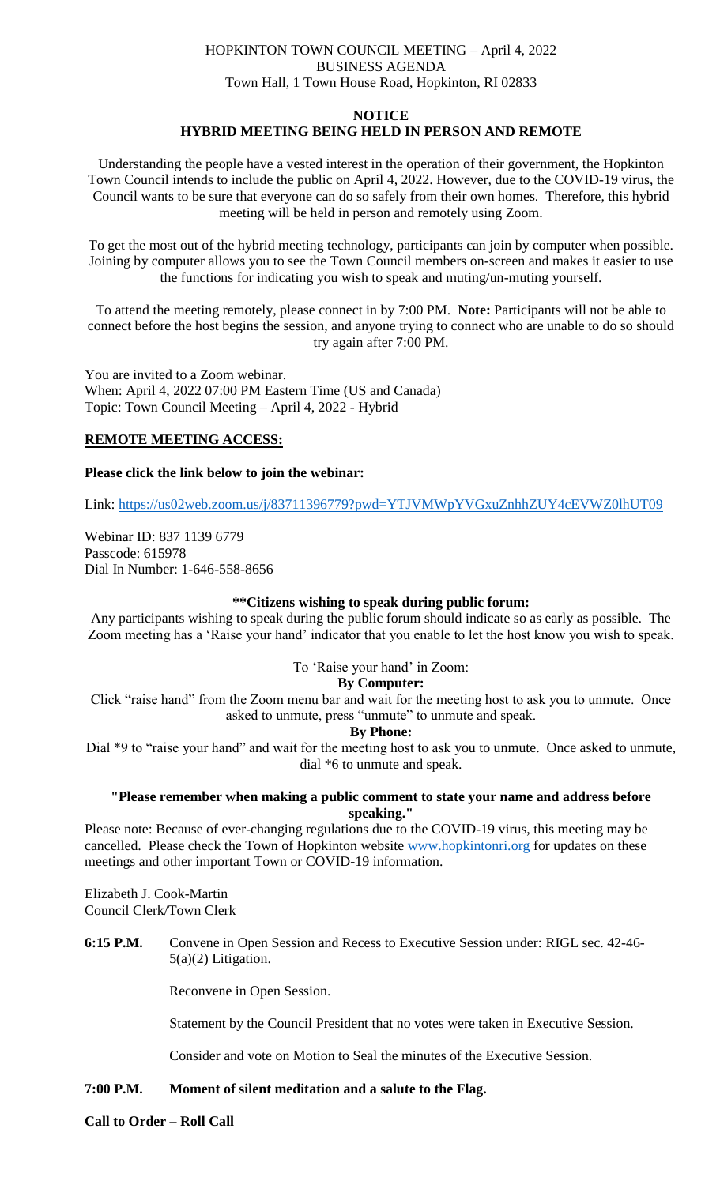HOPKINTON TOWN COUNCIL MEETING – April 4, 2022
BUSINESS AGENDA
Town Hall, 1 Town House Road, Hopkinton, RI 02833

**NOTICE**
**HYBRID MEETING BEING HELD IN PERSON AND REMOTE**

Understanding the people have a vested interest in the operation of their government, the Hopkinton Town Council intends to include the public on April 4, 2022. However, due to the COVID-19 virus, the Council wants to be sure that everyone can do so safely from their own homes. Therefore, this hybrid meeting will be held in person and remotely using Zoom.

To get the most out of the hybrid meeting technology, participants can join by computer when possible. Joining by computer allows you to see the Town Council members on-screen and makes it easier to use the functions for indicating you wish to speak and muting/un-muting yourself.

To attend the meeting remotely, please connect in by 7:00 PM. **Note:** Participants will not be able to connect before the host begins the session, and anyone trying to connect who are unable to do so should try again after 7:00 PM.

You are invited to a Zoom webinar.
When: April 4, 2022 07:00 PM Eastern Time (US and Canada)
Topic: Town Council Meeting – April 4, 2022 - Hybrid

**REMOTE MEETING ACCESS:**

**Please click the link below to join the webinar:**

Link: https://us02web.zoom.us/j/83711396779?pwd=YTJVMWpYVGxuZnhhZUY4cEVWZ0lhUT09

Webinar ID: 837 1139 6779
Passcode: 615978
Dial In Number: 1-646-558-8656

**\*\*Citizens wishing to speak during public forum:**

Any participants wishing to speak during the public forum should indicate so as early as possible. The Zoom meeting has a 'Raise your hand' indicator that you enable to let the host know you wish to speak.

To 'Raise your hand' in Zoom:

**By Computer:**

Click "raise hand" from the Zoom menu bar and wait for the meeting host to ask you to unmute. Once asked to unmute, press "unmute" to unmute and speak.

**By Phone:**

Dial *9 to "raise your hand" and wait for the meeting host to ask you to unmute. Once asked to unmute, dial *6 to unmute and speak.

**"Please remember when making a public comment to state your name and address before speaking."**

Please note: Because of ever-changing regulations due to the COVID-19 virus, this meeting may be cancelled. Please check the Town of Hopkinton website www.hopkintonri.org for updates on these meetings and other important Town or COVID-19 information.

Elizabeth J. Cook-Martin
Council Clerk/Town Clerk

**6:15 P.M.** Convene in Open Session and Recess to Executive Session under: RIGL sec. 42-46-5(a)(2) Litigation.

Reconvene in Open Session.

Statement by the Council President that no votes were taken in Executive Session.

Consider and vote on Motion to Seal the minutes of the Executive Session.

**7:00 P.M. Moment of silent meditation and a salute to the Flag.**

**Call to Order – Roll Call**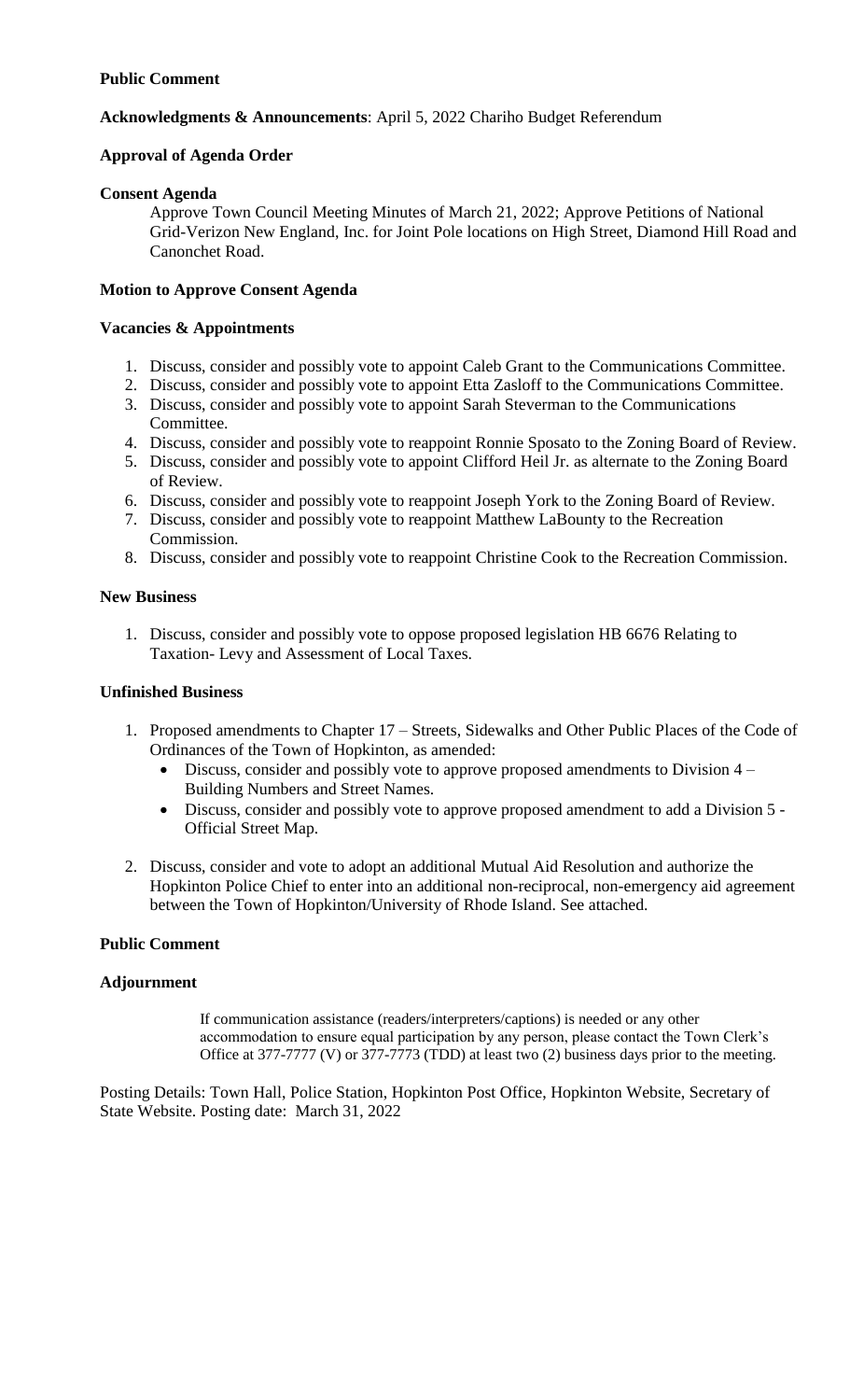**Public Comment**

**Acknowledgments & Announcements**: April 5, 2022 Chariho Budget Referendum

**Approval of Agenda Order**

**Consent Agenda**

Approve Town Council Meeting Minutes of March 21, 2022; Approve Petitions of National Grid-Verizon New England, Inc. for Joint Pole locations on High Street, Diamond Hill Road and Canonchet Road.

**Motion to Approve Consent Agenda**

**Vacancies & Appointments**

1. Discuss, consider and possibly vote to appoint Caleb Grant to the Communications Committee.
2. Discuss, consider and possibly vote to appoint Etta Zasloff to the Communications Committee.
3. Discuss, consider and possibly vote to appoint Sarah Steverman to the Communications Committee.
4. Discuss, consider and possibly vote to reappoint Ronnie Sposato to the Zoning Board of Review.
5. Discuss, consider and possibly vote to appoint Clifford Heil Jr. as alternate to the Zoning Board of Review.
6. Discuss, consider and possibly vote to reappoint Joseph York to the Zoning Board of Review.
7. Discuss, consider and possibly vote to reappoint Matthew LaBounty to the Recreation Commission.
8. Discuss, consider and possibly vote to reappoint Christine Cook to the Recreation Commission.

**New Business**

1. Discuss, consider and possibly vote to oppose proposed legislation HB 6676 Relating to Taxation- Levy and Assessment of Local Taxes.

**Unfinished Business**

1. Proposed amendments to Chapter 17 – Streets, Sidewalks and Other Public Places of the Code of Ordinances of the Town of Hopkinton, as amended:
   - Discuss, consider and possibly vote to approve proposed amendments to Division 4 – Building Numbers and Street Names.
   - Discuss, consider and possibly vote to approve proposed amendment to add a Division 5 - Official Street Map.
2. Discuss, consider and vote to adopt an additional Mutual Aid Resolution and authorize the Hopkinton Police Chief to enter into an additional non-reciprocal, non-emergency aid agreement between the Town of Hopkinton/University of Rhode Island. See attached.

**Public Comment**

**Adjournment**

If communication assistance (readers/interpreters/captions) is needed or any other accommodation to ensure equal participation by any person, please contact the Town Clerk's Office at 377-7777 (V) or 377-7773 (TDD) at least two (2) business days prior to the meeting.

Posting Details: Town Hall, Police Station, Hopkinton Post Office, Hopkinton Website, Secretary of State Website. Posting date: March 31, 2022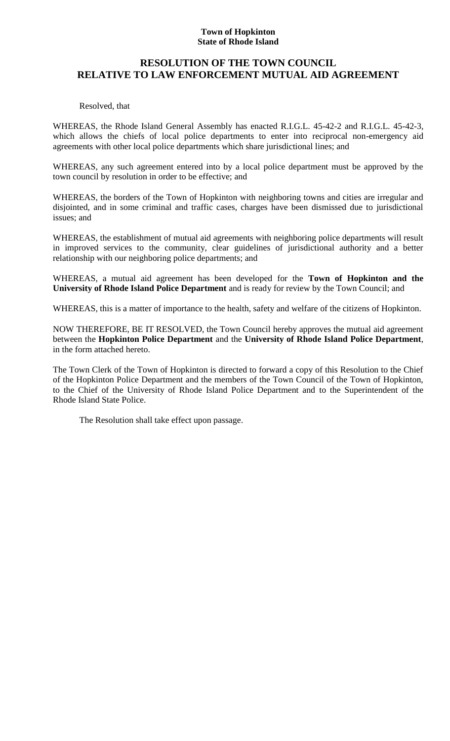**Town of Hopkinton**
**State of Rhode Island**

# RESOLUTION OF THE TOWN COUNCIL RELATIVE TO LAW ENFORCEMENT MUTUAL AID AGREEMENT

Resolved, that

WHEREAS, the Rhode Island General Assembly has enacted R.I.G.L. 45-42-2 and R.I.G.L. 45-42-3, which allows the chiefs of local police departments to enter into reciprocal non-emergency aid agreements with other local police departments which share jurisdictional lines; and

WHEREAS, any such agreement entered into by a local police department must be approved by the town council by resolution in order to be effective; and

WHEREAS, the borders of the Town of Hopkinton with neighboring towns and cities are irregular and disjointed, and in some criminal and traffic cases, charges have been dismissed due to jurisdictional issues; and

WHEREAS, the establishment of mutual aid agreements with neighboring police departments will result in improved services to the community, clear guidelines of jurisdictional authority and a better relationship with our neighboring police departments; and

WHEREAS, a mutual aid agreement has been developed for the **Town of Hopkinton and the University of Rhode Island Police Department** and is ready for review by the Town Council; and

WHEREAS, this is a matter of importance to the health, safety and welfare of the citizens of Hopkinton.

NOW THEREFORE, BE IT RESOLVED, the Town Council hereby approves the mutual aid agreement between the **Hopkinton Police Department** and the **University of Rhode Island Police Department**, in the form attached hereto.

The Town Clerk of the Town of Hopkinton is directed to forward a copy of this Resolution to the Chief of the Hopkinton Police Department and the members of the Town Council of the Town of Hopkinton, to the Chief of the University of Rhode Island Police Department and to the Superintendent of the Rhode Island State Police.

The Resolution shall take effect upon passage.